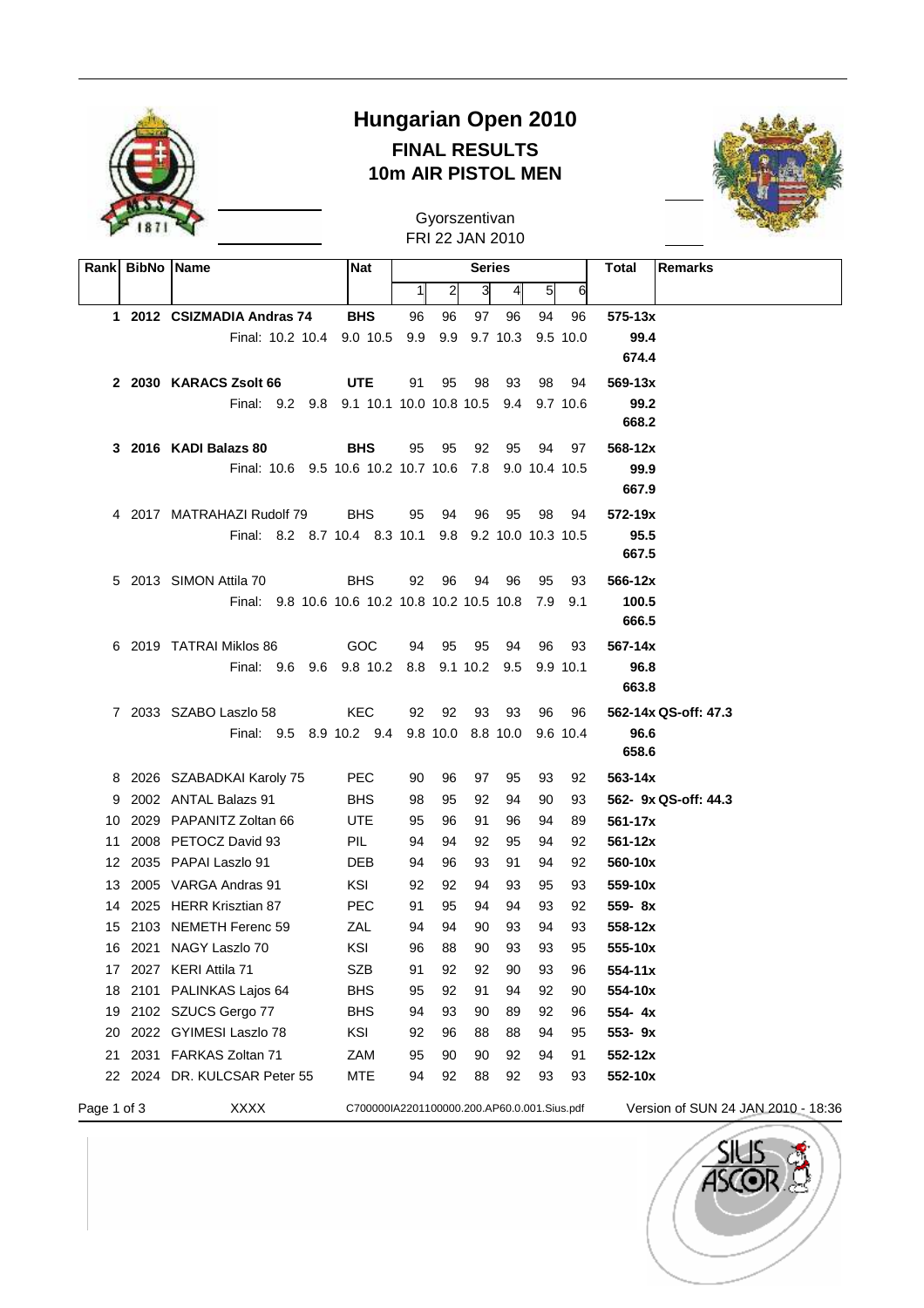# Hungarian Open 2010

## FINAL RESULTS

## 10m AIR PISTOL MEN

Gyorszentivan
FRI 22 JAN 2010

| Rank | BibNo | Name | Nat | 1 | 2 | 3 | 4 | 5 | 6 | Total | Remarks |
|---|---|---|---|---|---|---|---|---|---|---|---|
| **1** | **2012** | **CSIZMADIA Andras 74** | **BHS** | 96 | 96 | 97 | 96 | 94 | 96 | **575-13x** | |
| | | Final: 10.2 10.4 | 9.0 10.5 | 9.9 | 9.9 | 9.7 | 10.3 | 9.5 | 10.0 | **99.4** | |
| | | | | | | | | | | **674.4** | |
| **2** | **2030** | **KARACS Zsolt 66** | **UTE** | 91 | 95 | 98 | 93 | 98 | 94 | **569-13x** | |
| | | Final: 9.2 9.8 | 9.1 10.1 | 10.0 | 10.8 | 10.5 | 9.4 | 9.7 | 10.6 | **99.2** | |
| | | | | | | | | | | **668.2** | |
| **3** | **2016** | **KADI Balazs 80** | **BHS** | 95 | 95 | 92 | 95 | 94 | 97 | **568-12x** | |
| | | Final: 10.6 9.5 | 10.6 10.2 | 10.7 | 10.6 | 7.8 | 9.0 | 10.4 | 10.5 | **99.9** | |
| | | | | | | | | | | **667.9** | |
| 4 | 2017 | MATRAHAZI Rudolf 79 | BHS | 95 | 94 | 96 | 95 | 98 | 94 | **572-19x** | |
| | | Final: 8.2 8.7 | 10.4 8.3 | 10.1 | 9.8 | 9.2 | 10.0 | 10.3 | 10.5 | **95.5** | |
| | | | | | | | | | | **667.5** | |
| 5 | 2013 | SIMON Attila 70 | BHS | 92 | 96 | 94 | 96 | 95 | 93 | **566-12x** | |
| | | Final: 9.8 10.6 | 10.6 10.2 | 10.8 | 10.2 | 10.5 | 10.8 | 7.9 | 9.1 | **100.5** | |
| | | | | | | | | | | **666.5** | |
| 6 | 2019 | TATRAI Miklos 86 | GOC | 94 | 95 | 95 | 94 | 96 | 93 | **567-14x** | |
| | | Final: 9.6 9.6 | 9.8 10.2 | 8.8 | 9.1 | 10.2 | 9.5 | 9.9 | 10.1 | **96.8** | |
| | | | | | | | | | | **663.8** | |
| 7 | 2033 | SZABO Laszlo 58 | KEC | 92 | 92 | 93 | 93 | 96 | 96 | **562-14x** | **QS-off: 47.3** |
| | | Final: 9.5 8.9 | 10.2 9.4 | 9.8 | 10.0 | 8.8 | 10.0 | 9.6 | 10.4 | **96.6** | |
| | | | | | | | | | | **658.6** | |
| 8 | 2026 | SZABADKAI Karoly 75 | PEC | 90 | 96 | 97 | 95 | 93 | 92 | **563-14x** | |
| 9 | 2002 | ANTAL Balazs 91 | BHS | 98 | 95 | 92 | 94 | 90 | 93 | **562- 9x** | **QS-off: 44.3** |
| 10 | 2029 | PAPANITZ Zoltan 66 | UTE | 95 | 96 | 91 | 96 | 94 | 89 | **561-17x** | |
| 11 | 2008 | PETOCZ David 93 | PIL | 94 | 94 | 92 | 95 | 94 | 92 | **561-12x** | |
| 12 | 2035 | PAPAI Laszlo 91 | DEB | 94 | 96 | 93 | 91 | 94 | 92 | **560-10x** | |
| 13 | 2005 | VARGA Andras 91 | KSI | 92 | 92 | 94 | 93 | 95 | 93 | **559-10x** | |
| 14 | 2025 | HERR Krisztian 87 | PEC | 91 | 95 | 94 | 94 | 93 | 92 | **559- 8x** | |
| 15 | 2103 | NEMETH Ferenc 59 | ZAL | 94 | 94 | 90 | 93 | 94 | 93 | **558-12x** | |
| 16 | 2021 | NAGY Laszlo 70 | KSI | 96 | 88 | 90 | 93 | 93 | 95 | **555-10x** | |
| 17 | 2027 | KERI Attila 71 | SZB | 91 | 92 | 92 | 90 | 93 | 96 | **554-11x** | |
| 18 | 2101 | PALINKAS Lajos 64 | BHS | 95 | 92 | 91 | 94 | 92 | 90 | **554-10x** | |
| 19 | 2102 | SZUCS Gergo 77 | BHS | 94 | 93 | 90 | 89 | 92 | 96 | **554- 4x** | |
| 20 | 2022 | GYIMESI Laszlo 78 | KSI | 92 | 96 | 88 | 88 | 94 | 95 | **553- 9x** | |
| 21 | 2031 | FARKAS Zoltan 71 | ZAM | 95 | 90 | 90 | 92 | 94 | 91 | **552-12x** | |
| 22 | 2024 | DR. KULCSAR Peter 55 | MTE | 94 | 92 | 88 | 92 | 93 | 93 | **552-10x** | |

XXXX C700000IA2201100000.200.AP60.0.001.Sius.pdf Version of SUN 24 JAN 2010 - 18:36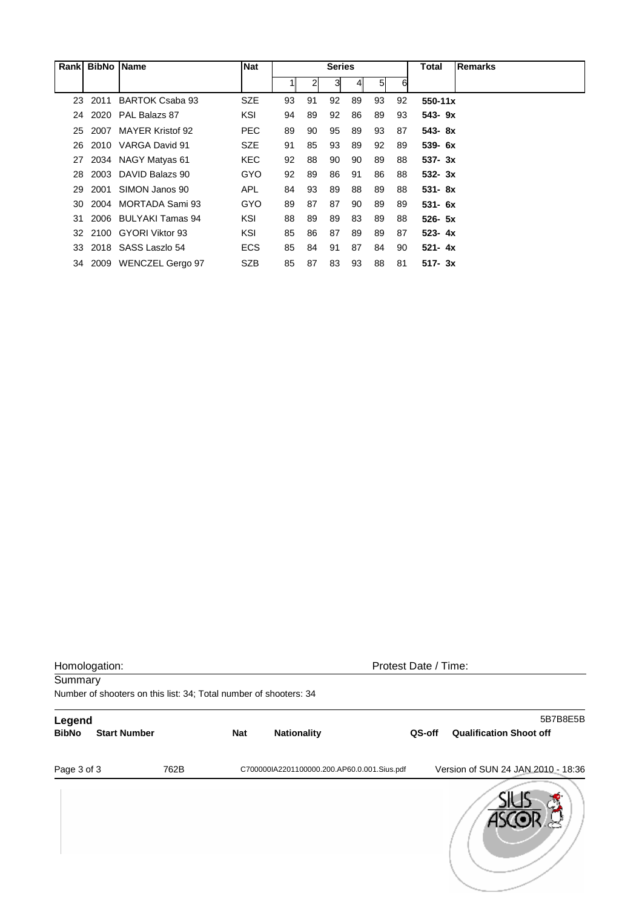| Rank | BibNo | Name | Nat | Series | | | | | | Total | Remarks |
|---|---|---|---|---|---|---|---|---|---|---|---|
| | | | | 1 | 2 | 3 | 4 | 5 | 6 | | |
| 23 | 2011 | BARTOK Csaba 93 | SZE | 93 | 91 | 92 | 89 | 93 | 92 | **550-11x** | |
| 24 | 2020 | PAL Balazs 87 | KSI | 94 | 89 | 92 | 86 | 89 | 93 | **543- 9x** | |
| 25 | 2007 | MAYER Kristof 92 | PEC | 89 | 90 | 95 | 89 | 93 | 87 | **543- 8x** | |
| 26 | 2010 | VARGA David 91 | SZE | 91 | 85 | 93 | 89 | 92 | 89 | **539- 6x** | |
| 27 | 2034 | NAGY Matyas 61 | KEC | 92 | 88 | 90 | 90 | 89 | 88 | **537- 3x** | |
| 28 | 2003 | DAVID Balazs 90 | GYO | 92 | 89 | 86 | 91 | 86 | 88 | **532- 3x** | |
| 29 | 2001 | SIMON Janos 90 | APL | 84 | 93 | 89 | 88 | 89 | 88 | **531- 8x** | |
| 30 | 2004 | MORTADA Sami 93 | GYO | 89 | 87 | 87 | 90 | 89 | 89 | **531- 6x** | |
| 31 | 2006 | BULYAKI Tamas 94 | KSI | 88 | 89 | 89 | 83 | 89 | 88 | **526- 5x** | |
| 32 | 2100 | GYORI Viktor 93 | KSI | 85 | 86 | 87 | 89 | 89 | 87 | **523- 4x** | |
| 33 | 2018 | SASS Laszlo 54 | ECS | 85 | 84 | 91 | 87 | 84 | 90 | **521- 4x** | |
| 34 | 2009 | WENCZEL Gergo 97 | SZB | 85 | 87 | 83 | 93 | 88 | 81 | **517- 3x** | |

Homologation: Protest Date / Time:

Summary

Number of shooters on this list: 34; Total number of shooters: 34

**Legend** 5B7B8E5B

| **BibNo** | **Start Number** | **Nat** | **Nationality** | **QS-off** | **Qualification Shoot off** |
|---|---|---|---|---|---|

762B C700000IA2201100000.200.AP60.0.001.Sius.pdf Version of SUN 24 JAN 2010 - 18:36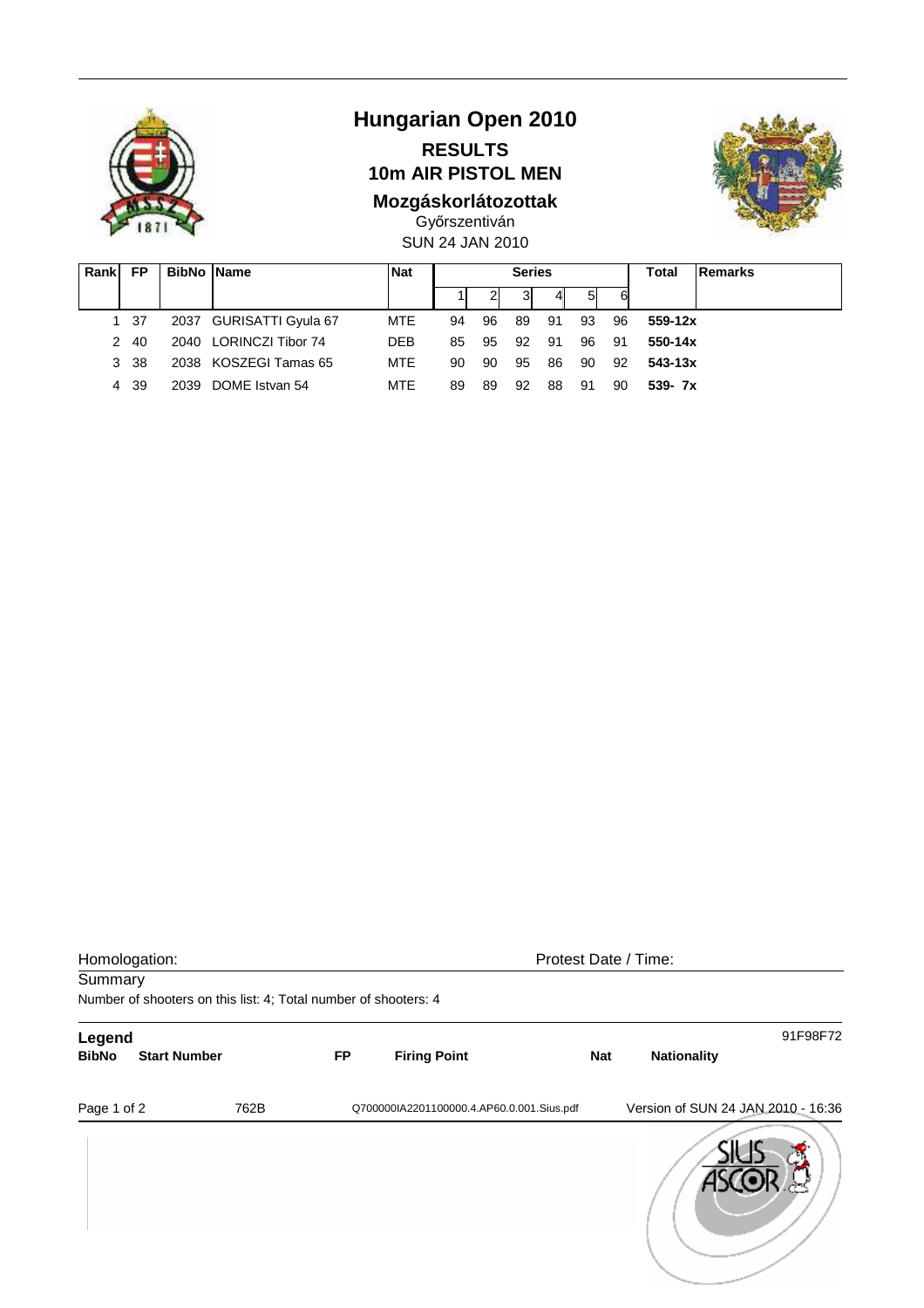# Hungarian Open 2010

## RESULTS

## 10m AIR PISTOL MEN

### Mozgáskorlátozottak

Győrszentiván

SUN 24 JAN 2010

| Rank | FP | BibNo | Name | Nat | Series | | | | | | Total | Remarks |
|---|---|---|---|---|---|---|---|---|---|---|---|---|
| | | | | | 1 | 2 | 3 | 4 | 5 | 6 | | |
| 1 | 37 | 2037 | GURISATTI Gyula 67 | MTE | 94 | 96 | 89 | 91 | 93 | 96 | **559-12x** | |
| 2 | 40 | 2040 | LORINCZI Tibor 74 | DEB | 85 | 95 | 92 | 91 | 96 | 91 | **550-14x** | |
| 3 | 38 | 2038 | KOSZEGI Tamas 65 | MTE | 90 | 90 | 95 | 86 | 90 | 92 | **543-13x** | |
| 4 | 39 | 2039 | DOME Istvan 54 | MTE | 89 | 89 | 92 | 88 | 91 | 90 | **539- 7x** | |

Homologation: Protest Date / Time:

Summary

Number of shooters on this list: 4; Total number of shooters: 4

**Legend** 91F98F72

| **BibNo** | **Start Number** | **FP** | **Firing Point** | **Nat** | **Nationality** |
|---|---|---|---|---|---|

762B Q700000IA2201100000.4.AP60.0.001.Sius.pdf Version of SUN 24 JAN 2010 - 16:36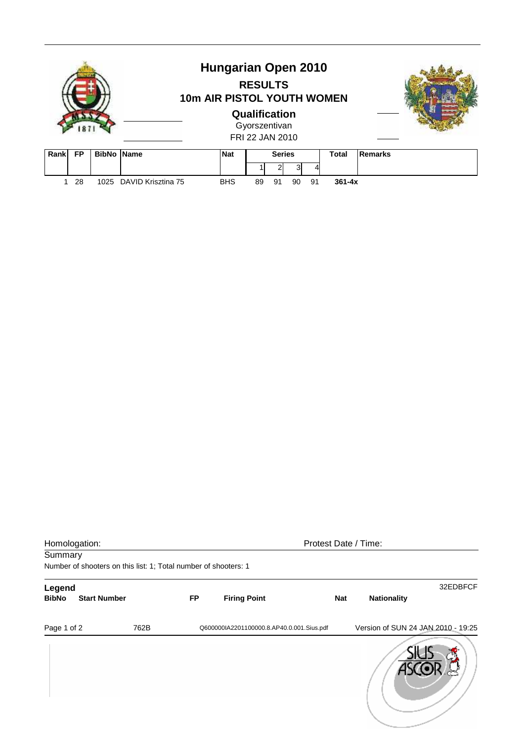# Hungarian Open 2010

## RESULTS

## 10m AIR PISTOL YOUTH WOMEN

### Qualification

Gyorszentivan

FRI 22 JAN 2010

| Rank | FP | BibNo | Name | Nat | Series | | | | Total | Remarks |
|---|---|---|---|---|---|---|---|---|---|---|
| | | | | | 1 | 2 | 3 | 4 | | |
| 1 | 28 | 1025 | DAVID Krisztina 75 | BHS | 89 | 91 | 90 | 91 | **361-4x** | |

Homologation: Protest Date / Time:

Summary

Number of shooters on this list: 1; Total number of shooters: 1

**Legend** 32EDBFCF

| BibNo | Start Number | FP | Firing Point | Nat | Nationality |
|---|---|---|---|---|---|

762B Q600000IA2201100000.8.AP40.0.001.Sius.pdf Version of SUN 24 JAN 2010 - 19:25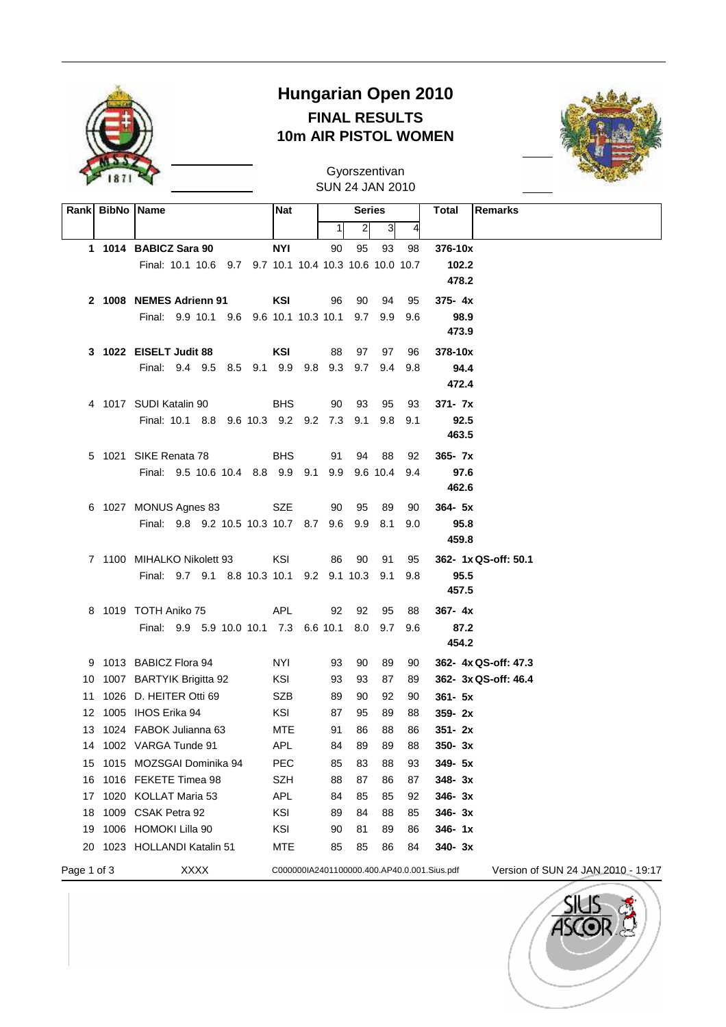# Hungarian Open 2010

## FINAL RESULTS

## 10m AIR PISTOL WOMEN

Gyorszentivan
SUN 24 JAN 2010

| Rank | BibNo | Name | Nat | Series 1 | 2 | 3 | 4 | Total | Remarks |
|---|---|---|---|---|---|---|---|---|---|
| **1** | **1014** | **BABICZ Sara 90** | **NYI** | 90 | 95 | 93 | 98 | **376-10x** | |
| | | Final: 10.1 10.6 9.7 9.7 10.1 10.4 10.3 10.6 10.0 10.7 | | | | | | **102.2** | |
| | | | | | | | | **478.2** | |
| **2** | **1008** | **NEMES Adrienn 91** | **KSI** | 96 | 90 | 94 | 95 | **375- 4x** | |
| | | Final: 9.9 10.1 9.6 9.6 10.1 10.3 10.1 9.7 9.9 9.6 | | | | | | **98.9** | |
| | | | | | | | | **473.9** | |
| **3** | **1022** | **EISELT Judit 88** | **KSI** | 88 | 97 | 97 | 96 | **378-10x** | |
| | | Final: 9.4 9.5 8.5 9.1 9.9 9.8 9.3 9.7 9.4 9.8 | | | | | | **94.4** | |
| | | | | | | | | **472.4** | |
| 4 | 1017 | SUDI Katalin 90 | BHS | 90 | 93 | 95 | 93 | **371- 7x** | |
| | | Final: 10.1 8.8 9.6 10.3 9.2 9.2 7.3 9.1 9.8 9.1 | | | | | | **92.5** | |
| | | | | | | | | **463.5** | |
| 5 | 1021 | SIKE Renata 78 | BHS | 91 | 94 | 88 | 92 | **365- 7x** | |
| | | Final: 9.5 10.6 10.4 8.8 9.9 9.1 9.9 9.6 10.4 9.4 | | | | | | **97.6** | |
| | | | | | | | | **462.6** | |
| 6 | 1027 | MONUS Agnes 83 | SZE | 90 | 95 | 89 | 90 | **364- 5x** | |
| | | Final: 9.8 9.2 10.5 10.3 10.7 8.7 9.6 9.9 8.1 9.0 | | | | | | **95.8** | |
| | | | | | | | | **459.8** | |
| 7 | 1100 | MIHALKO Nikolett 93 | KSI | 86 | 90 | 91 | 95 | **362- 1x** | **QS-off: 50.1** |
| | | Final: 9.7 9.1 8.8 10.3 10.1 9.2 9.1 10.3 9.1 9.8 | | | | | | **95.5** | |
| | | | | | | | | **457.5** | |
| 8 | 1019 | TOTH Aniko 75 | APL | 92 | 92 | 95 | 88 | **367- 4x** | |
| | | Final: 9.9 5.9 10.0 10.1 7.3 6.6 10.1 8.0 9.7 9.6 | | | | | | **87.2** | |
| | | | | | | | | **454.2** | |
| 9 | 1013 | BABICZ Flora 94 | NYI | 93 | 90 | 89 | 90 | **362- 4x** | **QS-off: 47.3** |
| 10 | 1007 | BARTYIK Brigitta 92 | KSI | 93 | 93 | 87 | 89 | **362- 3x** | **QS-off: 46.4** |
| 11 | 1026 | D. HEITER Otti 69 | SZB | 89 | 90 | 92 | 90 | **361- 5x** | |
| 12 | 1005 | IHOS Erika 94 | KSI | 87 | 95 | 89 | 88 | **359- 2x** | |
| 13 | 1024 | FABOK Julianna 63 | MTE | 91 | 86 | 88 | 86 | **351- 2x** | |
| 14 | 1002 | VARGA Tunde 91 | APL | 84 | 89 | 89 | 88 | **350- 3x** | |
| 15 | 1015 | MOZSGAI Dominika 94 | PEC | 85 | 83 | 88 | 93 | **349- 5x** | |
| 16 | 1016 | FEKETE Timea 98 | SZH | 88 | 87 | 86 | 87 | **348- 3x** | |
| 17 | 1020 | KOLLAT Maria 53 | APL | 84 | 85 | 85 | 92 | **346- 3x** | |
| 18 | 1009 | CSAK Petra 92 | KSI | 89 | 84 | 88 | 85 | **346- 3x** | |
| 19 | 1006 | HOMOKI Lilla 90 | KSI | 90 | 81 | 89 | 86 | **346- 1x** | |
| 20 | 1023 | HOLLANDI Katalin 51 | MTE | 85 | 85 | 86 | 84 | **340- 3x** | |

XXXX C000000IA2401100000.400.AP40.0.001.Sius.pdf Version of SUN 24 JAN 2010 - 19:17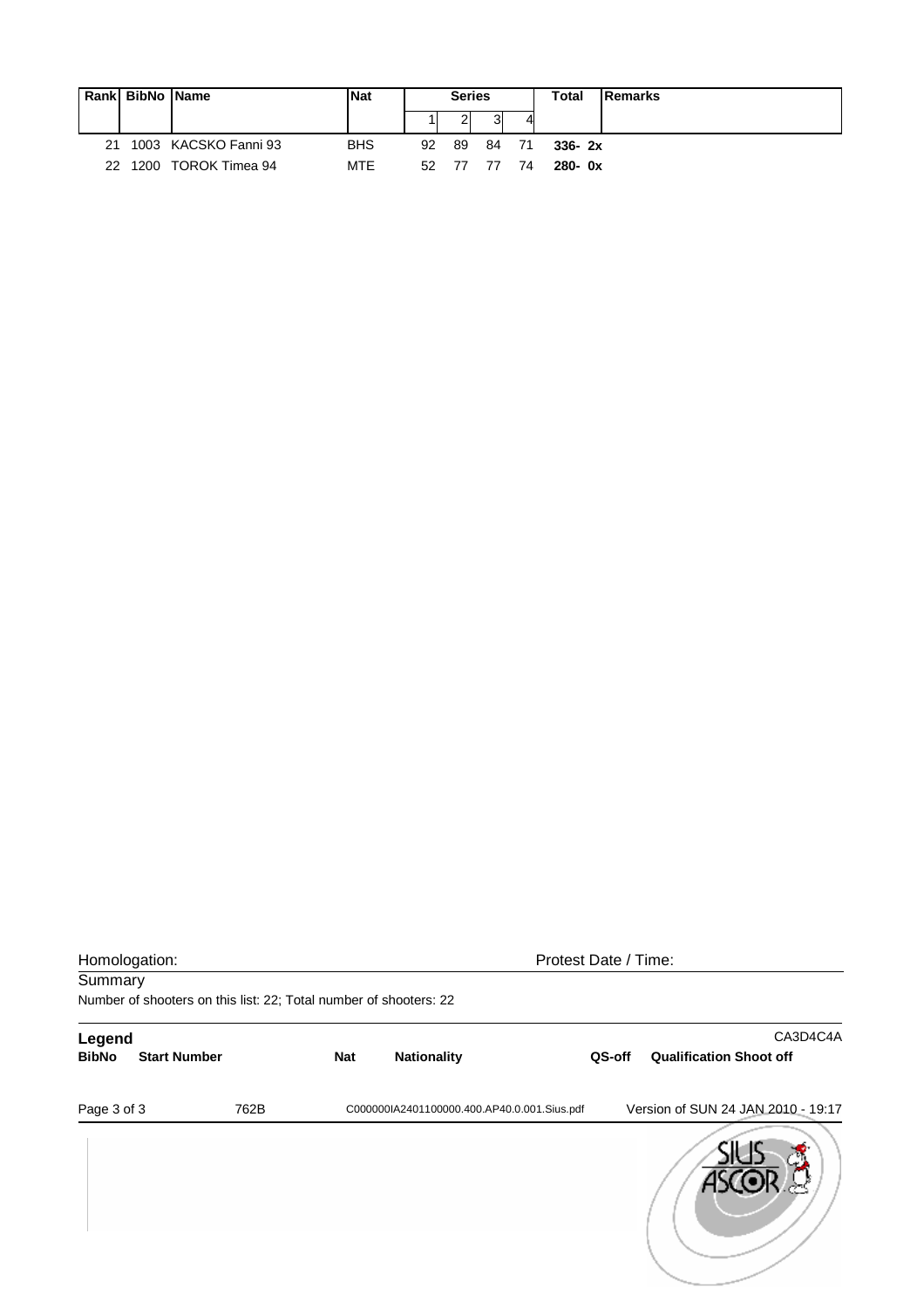| Rank | BibNo | Name | Nat | Series | | | | Total | Remarks |
|---|---|---|---|---|---|---|---|---|---|
| | | | | 1 | 2 | 3 | 4 | | |
| 21 | 1003 | KACSKO Fanni 93 | BHS | 92 | 89 | 84 | 71 | **336- 2x** | |
| 22 | 1200 | TOROK Timea 94 | MTE | 52 | 77 | 77 | 74 | **280- 0x** | |

Homologation: Protest Date / Time:

Summary

Number of shooters on this list: 22; Total number of shooters: 22

**Legend** CA3D4C4A

| **BibNo** | **Start Number** | **Nat** | **Nationality** | **QS-off** | **Qualification Shoot off** |
|---|---|---|---|---|---|

762B C000000IA2401100000.400.AP40.0.001.Sius.pdf Version of SUN 24 JAN 2010 - 19:17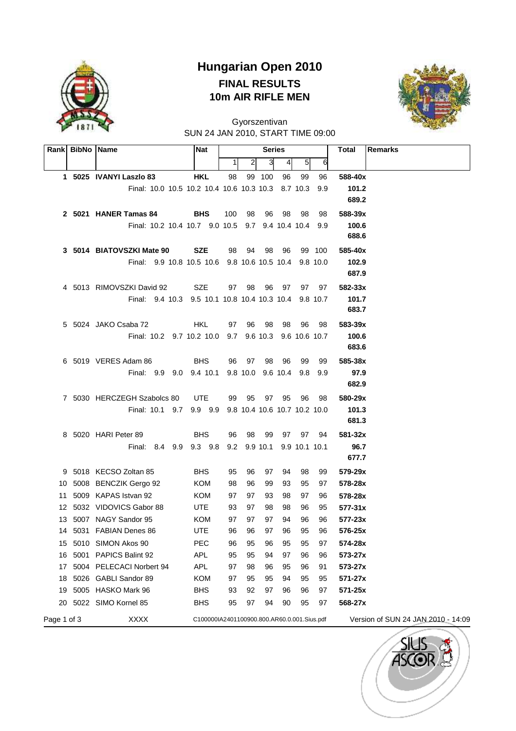# Hungarian Open 2010

## FINAL RESULTS

## 10m AIR RIFLE MEN

Gyorszentivan
SUN 24 JAN 2010, START TIME 09:00

| Rank | BibNo | Name | Nat | 1 | 2 | 3 | 4 | 5 | 6 | Total | Remarks |
|---|---|---|---|---|---|---|---|---|---|---|---|
| **1** | **5025** | **IVANYI Laszlo 83** | **HKL** | 98 | 99 | 100 | 96 | 99 | 96 | **588-40x** | |
| | | Final: 10.0 10.5 10.2 10.4 10.6 10.3 10.3 8.7 10.3 9.9 | | | | | | | | **101.2** | |
| | | | | | | | | | | **689.2** | |
| **2** | **5021** | **HANER Tamas 84** | **BHS** | 100 | 98 | 96 | 98 | 98 | 98 | **588-39x** | |
| | | Final: 10.2 10.4 10.7 9.0 10.5 9.7 9.4 10.4 10.4 9.9 | | | | | | | | **100.6** | |
| | | | | | | | | | | **688.6** | |
| **3** | **5014** | **BIATOVSZKI Mate 90** | **SZE** | 98 | 94 | 98 | 96 | 99 | 100 | **585-40x** | |
| | | Final: 9.9 10.8 10.5 10.6 9.8 10.6 10.5 10.4 9.8 10.0 | | | | | | | | **102.9** | |
| | | | | | | | | | | **687.9** | |
| 4 | 5013 | RIMOVSZKI David 92 | SZE | 97 | 98 | 96 | 97 | 97 | 97 | **582-33x** | |
| | | Final: 9.4 10.3 9.5 10.1 10.8 10.4 10.3 10.4 9.8 10.7 | | | | | | | | **101.7** | |
| | | | | | | | | | | **683.7** | |
| 5 | 5024 | JAKO Csaba 72 | HKL | 97 | 96 | 98 | 98 | 96 | 98 | **583-39x** | |
| | | Final: 10.2 9.7 10.2 10.0 9.7 9.6 10.3 9.6 10.6 10.7 | | | | | | | | **100.6** | |
| | | | | | | | | | | **683.6** | |
| 6 | 5019 | VERES Adam 86 | BHS | 96 | 97 | 98 | 96 | 99 | 99 | **585-38x** | |
| | | Final: 9.9 9.0 9.4 10.1 9.8 10.0 9.6 10.4 9.8 9.9 | | | | | | | | **97.9** | |
| | | | | | | | | | | **682.9** | |
| 7 | 5030 | HERCZEGH Szabolcs 80 | UTE | 99 | 95 | 97 | 95 | 96 | 98 | **580-29x** | |
| | | Final: 10.1 9.7 9.9 9.9 9.8 10.4 10.6 10.7 10.2 10.0 | | | | | | | | **101.3** | |
| | | | | | | | | | | **681.3** | |
| 8 | 5020 | HARI Peter 89 | BHS | 96 | 98 | 99 | 97 | 97 | 94 | **581-32x** | |
| | | Final: 8.4 9.9 9.3 9.8 9.2 9.9 10.1 9.9 10.1 10.1 | | | | | | | | **96.7** | |
| | | | | | | | | | | **677.7** | |
| 9 | 5018 | KECSO Zoltan 85 | BHS | 95 | 96 | 97 | 94 | 98 | 99 | **579-29x** | |
| 10 | 5008 | BENCZIK Gergo 92 | KOM | 98 | 96 | 99 | 93 | 95 | 97 | **578-28x** | |
| 11 | 5009 | KAPAS Istvan 92 | KOM | 97 | 97 | 93 | 98 | 97 | 96 | **578-28x** | |
| 12 | 5032 | VIDOVICS Gabor 88 | UTE | 93 | 97 | 98 | 98 | 96 | 95 | **577-31x** | |
| 13 | 5007 | NAGY Sandor 95 | KOM | 97 | 97 | 97 | 94 | 96 | 96 | **577-23x** | |
| 14 | 5031 | FABIAN Denes 86 | UTE | 96 | 96 | 97 | 96 | 95 | 96 | **576-25x** | |
| 15 | 5010 | SIMON Akos 90 | PEC | 96 | 95 | 96 | 95 | 95 | 97 | **574-28x** | |
| 16 | 5001 | PAPICS Balint 92 | APL | 95 | 95 | 94 | 97 | 96 | 96 | **573-27x** | |
| 17 | 5004 | PELECACI Norbert 94 | APL | 97 | 98 | 96 | 95 | 96 | 91 | **573-27x** | |
| 18 | 5026 | GABLI Sandor 89 | KOM | 97 | 95 | 95 | 94 | 95 | 95 | **571-27x** | |
| 19 | 5005 | HASKO Mark 96 | BHS | 93 | 92 | 97 | 96 | 96 | 97 | **571-25x** | |
| 20 | 5022 | SIMO Kornel 85 | BHS | 95 | 97 | 94 | 90 | 95 | 97 | **568-27x** | |

XXXX C100000IA2401100900.800.AR60.0.001.Sius.pdf Version of SUN 24 JAN 2010 - 14:09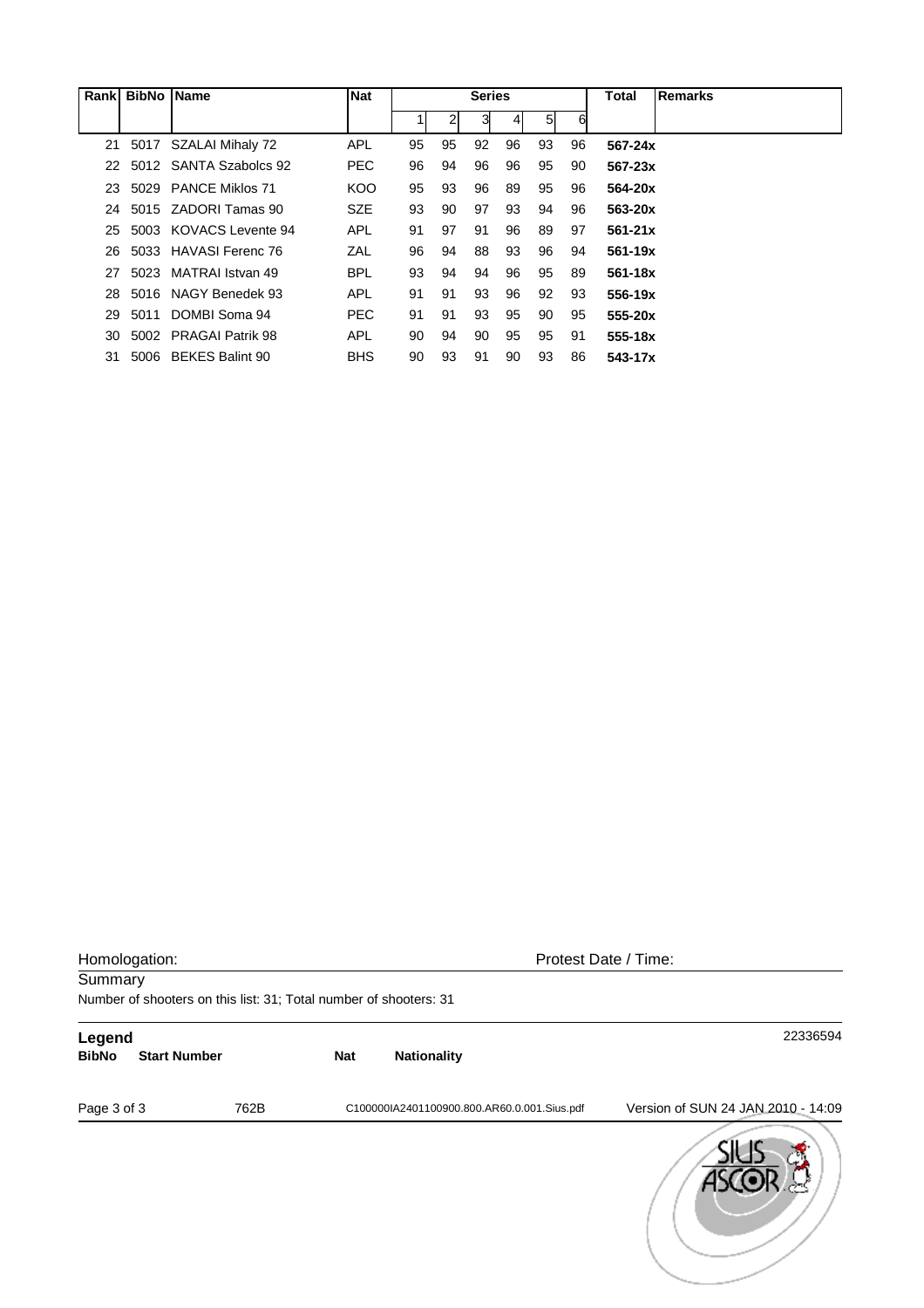| Rank | BibNo | Name | Nat | Series | | | | | | Total | Remarks |
|---|---|---|---|---|---|---|---|---|---|---|---|
| | | | | 1 | 2 | 3 | 4 | 5 | 6 | | |
| 21 | 5017 | SZALAI Mihaly 72 | APL | 95 | 95 | 92 | 96 | 93 | 96 | **567-24x** | |
| 22 | 5012 | SANTA Szabolcs 92 | PEC | 96 | 94 | 96 | 96 | 95 | 90 | **567-23x** | |
| 23 | 5029 | PANCE Miklos 71 | KOO | 95 | 93 | 96 | 89 | 95 | 96 | **564-20x** | |
| 24 | 5015 | ZADORI Tamas 90 | SZE | 93 | 90 | 97 | 93 | 94 | 96 | **563-20x** | |
| 25 | 5003 | KOVACS Levente 94 | APL | 91 | 97 | 91 | 96 | 89 | 97 | **561-21x** | |
| 26 | 5033 | HAVASI Ferenc 76 | ZAL | 96 | 94 | 88 | 93 | 96 | 94 | **561-19x** | |
| 27 | 5023 | MATRAI Istvan 49 | BPL | 93 | 94 | 94 | 96 | 95 | 89 | **561-18x** | |
| 28 | 5016 | NAGY Benedek 93 | APL | 91 | 91 | 93 | 96 | 92 | 93 | **556-19x** | |
| 29 | 5011 | DOMBI Soma 94 | PEC | 91 | 91 | 93 | 95 | 90 | 95 | **555-20x** | |
| 30 | 5002 | PRAGAI Patrik 98 | APL | 90 | 94 | 90 | 95 | 95 | 91 | **555-18x** | |
| 31 | 5006 | BEKES Balint 90 | BHS | 90 | 93 | 91 | 90 | 93 | 86 | **543-17x** | |

Homologation: Protest Date / Time:

Summary

Number of shooters on this list: 31; Total number of shooters: 31

**Legend**

22336594

| BibNo | Start Number | Nat | Nationality |
|---|---|---|---|

762B C100000IA2401100900.800.AR60.0.001.Sius.pdf Version of SUN 24 JAN 2010 - 14:09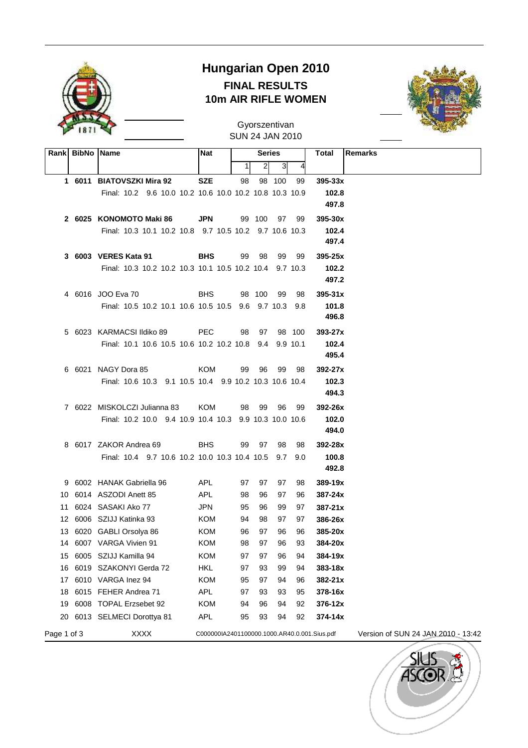# Hungarian Open 2010

## FINAL RESULTS

## 10m AIR RIFLE WOMEN

Gyorszentivan
SUN 24 JAN 2010

| Rank | BibNo | Name | Nat | Series 1 | 2 | 3 | 4 | Total | Remarks |
|---|---|---|---|---|---|---|---|---|---|
| **1** | **6011** | **BIATOVSZKI Mira 92** | **SZE** | 98 | 98 | 100 | 99 | **395-33x** | |
| | | Final: 10.2 9.6 10.0 10.2 10.6 10.0 10.2 10.8 10.3 10.9 | | | | | | **102.8** | |
| | | | | | | | | **497.8** | |
| **2** | **6025** | **KONOMOTO Maki 86** | **JPN** | 99 | 100 | 97 | 99 | **395-30x** | |
| | | Final: 10.3 10.1 10.2 10.8 9.7 10.5 10.2 9.7 10.6 10.3 | | | | | | **102.4** | |
| | | | | | | | | **497.4** | |
| **3** | **6003** | **VERES Kata 91** | **BHS** | 99 | 98 | 99 | 99 | **395-25x** | |
| | | Final: 10.3 10.2 10.2 10.3 10.1 10.5 10.2 10.4 9.7 10.3 | | | | | | **102.2** | |
| | | | | | | | | **497.2** | |
| 4 | 6016 | JOO Eva 70 | BHS | 98 | 100 | 99 | 98 | **395-31x** | |
| | | Final: 10.5 10.2 10.1 10.6 10.5 10.5 9.6 9.7 10.3 9.8 | | | | | | **101.8** | |
| | | | | | | | | **496.8** | |
| 5 | 6023 | KARMACSI Ildiko 89 | PEC | 98 | 97 | 98 | 100 | **393-27x** | |
| | | Final: 10.1 10.6 10.5 10.6 10.2 10.2 10.8 9.4 9.9 10.1 | | | | | | **102.4** | |
| | | | | | | | | **495.4** | |
| 6 | 6021 | NAGY Dora 85 | KOM | 99 | 96 | 99 | 98 | **392-27x** | |
| | | Final: 10.6 10.3 9.1 10.5 10.4 9.9 10.2 10.3 10.6 10.4 | | | | | | **102.3** | |
| | | | | | | | | **494.3** | |
| 7 | 6022 | MISKOLCZI Julianna 83 | KOM | 98 | 99 | 96 | 99 | **392-26x** | |
| | | Final: 10.2 10.0 9.4 10.9 10.4 10.3 9.9 10.3 10.0 10.6 | | | | | | **102.0** | |
| | | | | | | | | **494.0** | |
| 8 | 6017 | ZAKOR Andrea 69 | BHS | 99 | 97 | 98 | 98 | **392-28x** | |
| | | Final: 10.4 9.7 10.6 10.2 10.0 10.3 10.4 10.5 9.7 9.0 | | | | | | **100.8** | |
| | | | | | | | | **492.8** | |
| 9 | 6002 | HANAK Gabriella 96 | APL | 97 | 97 | 97 | 98 | **389-19x** | |
| 10 | 6014 | ASZODI Anett 85 | APL | 98 | 96 | 97 | 96 | **387-24x** | |
| 11 | 6024 | SASAKI Ako 77 | JPN | 95 | 96 | 99 | 97 | **387-21x** | |
| 12 | 6006 | SZIJJ Katinka 93 | KOM | 94 | 98 | 97 | 97 | **386-26x** | |
| 13 | 6020 | GABLI Orsolya 86 | KOM | 96 | 97 | 96 | 96 | **385-20x** | |
| 14 | 6007 | VARGA Vivien 91 | KOM | 98 | 97 | 96 | 93 | **384-20x** | |
| 15 | 6005 | SZIJJ Kamilla 94 | KOM | 97 | 97 | 96 | 94 | **384-19x** | |
| 16 | 6019 | SZAKONYI Gerda 72 | HKL | 97 | 93 | 99 | 94 | **383-18x** | |
| 17 | 6010 | VARGA Inez 94 | KOM | 95 | 97 | 94 | 96 | **382-21x** | |
| 18 | 6015 | FEHER Andrea 71 | APL | 97 | 93 | 93 | 95 | **378-16x** | |
| 19 | 6008 | TOPAL Erzsebet 92 | KOM | 94 | 96 | 94 | 92 | **376-12x** | |
| 20 | 6013 | SELMECI Dorottya 81 | APL | 95 | 93 | 94 | 92 | **374-14x** | |

XXXX C000000IA2401100000.1000.AR40.0.001.Sius.pdf Version of SUN 24 JAN 2010 - 13:42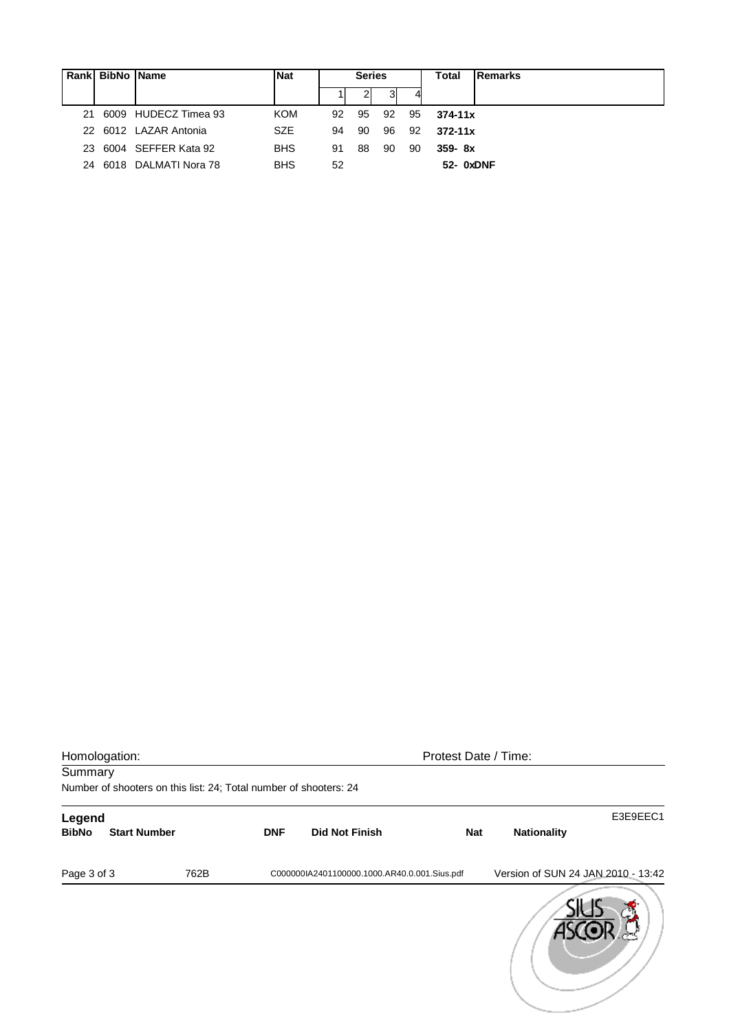| Rank | BibNo | Name | Nat | Series | | | | Total | Remarks |
|---|---|---|---|---|---|---|---|---|---|
| | | | | 1 | 2 | 3 | 4 | | |
| 21 | 6009 | HUDECZ Timea 93 | KOM | 92 | 95 | 92 | 95 | **374-11x** | |
| 22 | 6012 | LAZAR Antonia | SZE | 94 | 90 | 96 | 92 | **372-11x** | |
| 23 | 6004 | SEFFER Kata 92 | BHS | 91 | 88 | 90 | 90 | **359- 8x** | |
| 24 | 6018 | DALMATI Nora 78 | BHS | 52 | | | | **52- 0x** | **DNF** |

Homologation: Protest Date / Time:

Summary

Number of shooters on this list: 24; Total number of shooters: 24

**Legend** E3E9EEC1

| | | | | | |
|---|---|---|---|---|---|
| **BibNo** | **Start Number** | **DNF** | **Did Not Finish** | **Nat** | **Nationality** |

762B C000000IA2401100000.1000.AR40.0.001.Sius.pdf Version of SUN 24 JAN 2010 - 13:42